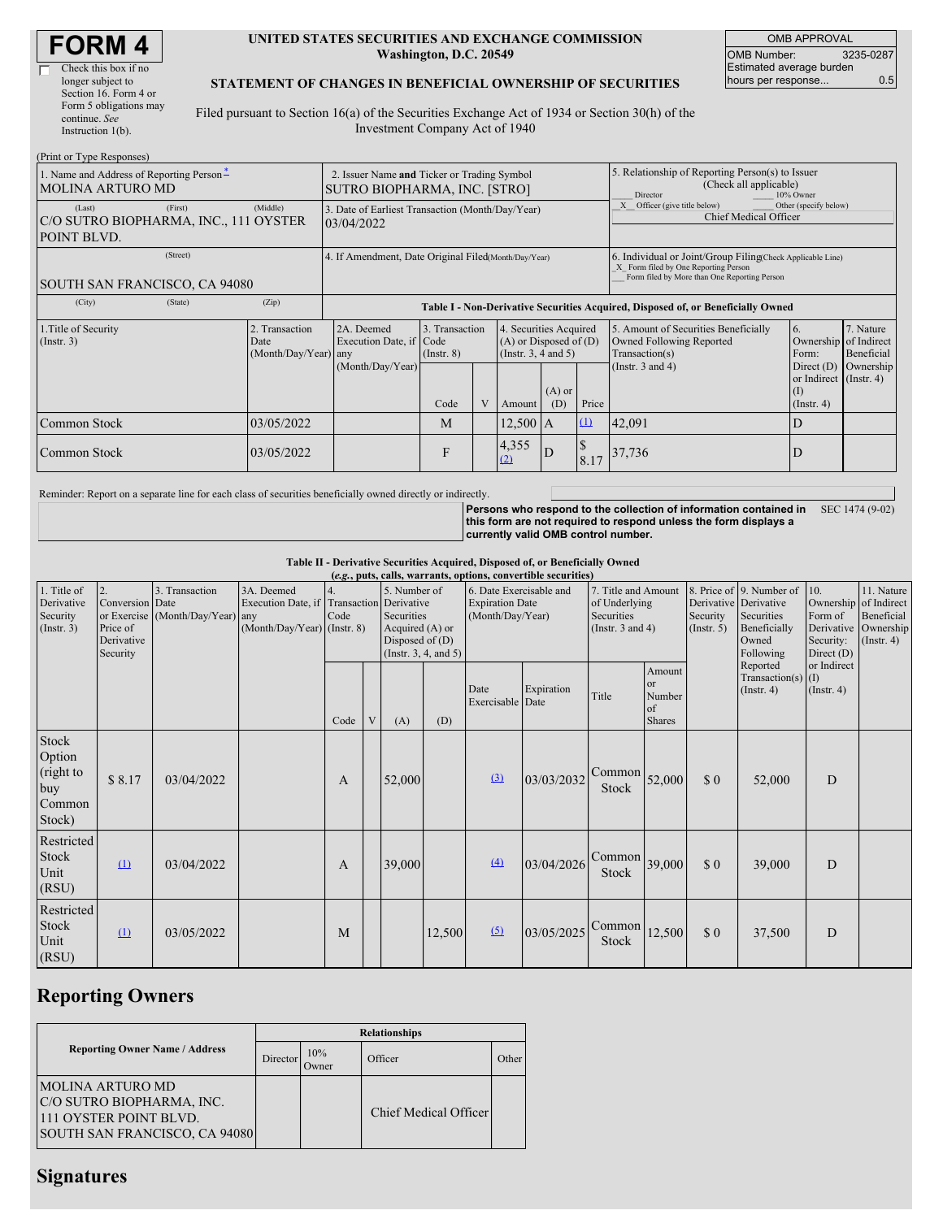# FORM 4

☐ Check this box if no longer subject to Section 16. Form 4 or Form 5 obligations may continue. *See* Instruction 1(b).

**UNITED STATES SECURITIES AND EXCHANGE COMMISSION**
**Washington, D.C. 20549**

**STATEMENT OF CHANGES IN BENEFICIAL OWNERSHIP OF SECURITIES**

Filed pursuant to Section 16(a) of the Securities Exchange Act of 1934 or Section 30(h) of the Investment Company Act of 1940

| OMB APPROVAL | |
|---|---|
| OMB Number: | 3235-0287 |
| Estimated average burden hours per response... | 0.5 |

(Print or Type Responses)

| 1. Name and Address of Reporting Person* | 2. Issuer Name and Ticker or Trading Symbol | 5. Relationship of Reporting Person(s) to Issuer (Check all applicable) |
|---|---|---|
| MOLINA ARTURO MD | SUTRO BIOPHARMA, INC. [STRO] | ___ Director ___ 10% Owner |
| (Last) (First) (Middle) C/O SUTRO BIOPHARMA, INC., 111 OYSTER POINT BLVD. | 3. Date of Earliest Transaction (Month/Day/Year) 03/04/2022 | _X_ Officer (give title below) ___ Other (specify below) Chief Medical Officer |
| (Street) SOUTH SAN FRANCISCO, CA 94080 | 4. If Amendment, Date Original Filed (Month/Day/Year) | 6. Individual or Joint/Group Filing (Check Applicable Line) _X_ Form filed by One Reporting Person ___ Form filed by More than One Reporting Person |
| (City) (State) (Zip) | | |

**Table I - Non-Derivative Securities Acquired, Disposed of, or Beneficially Owned**

| 1.Title of Security (Instr. 3) | 2. Transaction Date (Month/Day/Year) | 2A. Deemed Execution Date, if any (Month/Day/Year) | 3. Transaction Code (Instr. 8) | | 4. Securities Acquired (A) or Disposed of (D) (Instr. 3, 4 and 5) | | | 5. Amount of Securities Beneficially Owned Following Reported Transaction(s) (Instr. 3 and 4) | 6. Ownership Form: Direct (D) or Indirect (I) (Instr. 4) | 7. Nature of Indirect Beneficial Ownership (Instr. 4) |
|---|---|---|---|---|---|---|---|---|---|---|
| | | | Code | V | Amount | (A) or (D) | Price | | | |
| Common Stock | 03/05/2022 | | M | | 12,500 | A | (1) | 42,091 | D | |
| Common Stock | 03/05/2022 | | F | | 4,355 (2) | D | $ 8.17 | 37,736 | D | |

Reminder: Report on a separate line for each class of securities beneficially owned directly or indirectly.

**Persons who respond to the collection of information contained in this form are not required to respond unless the form displays a currently valid OMB control number.** SEC 1474 (9-02)

**Table II - Derivative Securities Acquired, Disposed of, or Beneficially Owned**
***(e.g., puts, calls, warrants, options, convertible securities)***

| 1. Title of Derivative Security (Instr. 3) | 2. Conversion or Exercise Price of Derivative Security | 3. Transaction Date (Month/Day/Year) | 3A. Deemed Execution Date, if any (Month/Day/Year) | 4. Transaction Code (Instr. 8) | | 5. Number of Derivative Securities Acquired (A) or Disposed of (D) (Instr. 3, 4, and 5) | | 6. Date Exercisable and Expiration Date (Month/Day/Year) | | 7. Title and Amount of Underlying Securities (Instr. 3 and 4) | | 8. Price of Derivative Security (Instr. 5) | 9. Number of Derivative Securities Beneficially Owned Following Reported Transaction(s) (Instr. 4) | 10. Ownership Form of Derivative Security: Direct (D) or Indirect (I) (Instr. 4) | 11. Nature of Indirect Beneficial Ownership (Instr. 4) |
|---|---|---|---|---|---|---|---|---|---|---|---|---|---|---|---|
| | | | | Code | V | (A) | (D) | Date Exercisable | Expiration Date | Title | Amount or Number of Shares | | | | |
| Stock Option (right to buy Common Stock) | $ 8.17 | 03/04/2022 | | A | | 52,000 | | (3) | 03/03/2032 | Common Stock | 52,000 | $ 0 | 52,000 | D | |
| Restricted Stock Unit (RSU) | (1) | 03/04/2022 | | A | | 39,000 | | (4) | 03/04/2026 | Common Stock | 39,000 | $ 0 | 39,000 | D | |
| Restricted Stock Unit (RSU) | (1) | 03/05/2022 | | M | | | 12,500 | (5) | 03/05/2025 | Common Stock | 12,500 | $ 0 | 37,500 | D | |

## Reporting Owners

| Reporting Owner Name / Address | Relationships | | | |
|---|---|---|---|---|
| | Director | 10% Owner | Officer | Other |
| MOLINA ARTURO MD C/O SUTRO BIOPHARMA, INC. 111 OYSTER POINT BLVD. SOUTH SAN FRANCISCO, CA 94080 | | | Chief Medical Officer | |

## Signatures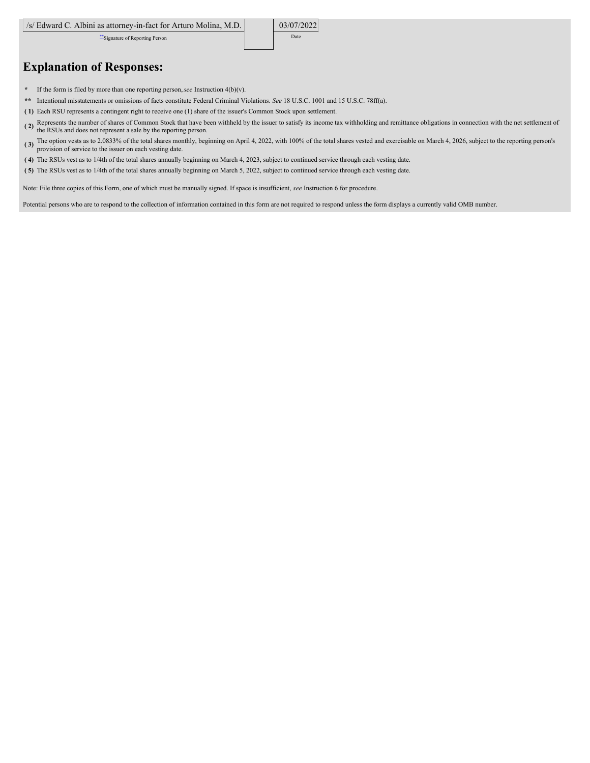| /s/ Edward C. Albini as attorney-in-fact for Arturo Molina, M.D. | | 03/07/2022 |
| --- | --- | --- |
| ** Signature of Reporting Person | | Date |

## Explanation of Responses:

- \* If the form is filed by more than one reporting person, *see* Instruction 4(b)(v).
- \*\* Intentional misstatements or omissions of facts constitute Federal Criminal Violations. *See* 18 U.S.C. 1001 and 15 U.S.C. 78ff(a).
- ( 1) Each RSU represents a contingent right to receive one (1) share of the issuer's Common Stock upon settlement.
- ( 2) Represents the number of shares of Common Stock that have been withheld by the issuer to satisfy its income tax withholding and remittance obligations in connection with the net settlement of the RSUs and does not represent a sale by the reporting person.
- ( 3) The option vests as to 2.0833% of the total shares monthly, beginning on April 4, 2022, with 100% of the total shares vested and exercisable on March 4, 2026, subject to the reporting person's provision of service to the issuer on each vesting date.
- ( 4) The RSUs vest as to 1/4th of the total shares annually beginning on March 4, 2023, subject to continued service through each vesting date.
- ( 5) The RSUs vest as to 1/4th of the total shares annually beginning on March 5, 2022, subject to continued service through each vesting date.

Note: File three copies of this Form, one of which must be manually signed. If space is insufficient, *see* Instruction 6 for procedure.

Potential persons who are to respond to the collection of information contained in this form are not required to respond unless the form displays a currently valid OMB number.